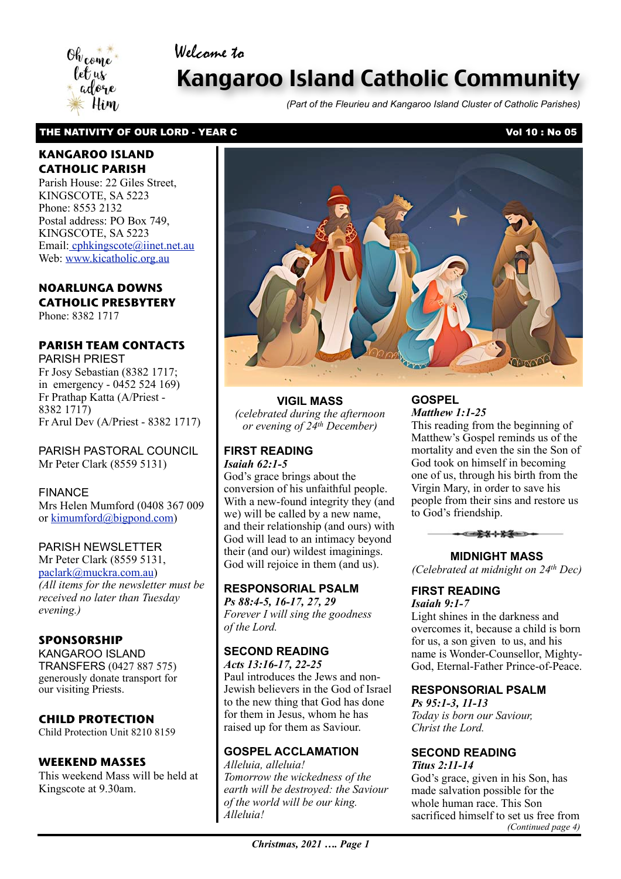Welcome to

# Kangaroo Island Catholic Community

*(Part of the Fleurieu and Kangaroo Island Cluster of Catholic Parishes)*

**THE NATIVITY OF OUR LORD - YEAR C** **Vol 10 : No 05**

## KANGAROO ISLAND CATHOLIC PARISH

Parish House: 22 Giles Street, KINGSCOTE, SA 5223
Phone: 8553 2132
Postal address: PO Box 749, KINGSCOTE, SA 5223
Email: cphkingscote@iinet.net.au
Web: www.kicatholic.org.au

## NOARLUNGA DOWNS CATHOLIC PRESBYTERY

Phone: 8382 1717

## PARISH TEAM CONTACTS

PARISH PRIEST
Fr Josy Sebastian (8382 1717; in emergency - 0452 524 169)
Fr Prathap Katta (A/Priest - 8382 1717)
Fr Arul Dev (A/Priest - 8382 1717)

PARISH PASTORAL COUNCIL
Mr Peter Clark (8559 5131)

FINANCE
Mrs Helen Mumford (0408 367 009 or kimumford@bigpond.com)

PARISH NEWSLETTER
Mr Peter Clark (8559 5131, paclark@muckra.com.au)
*(All items for the newsletter must be received no later than Tuesday evening.)*

## SPONSORSHIP

KANGAROO ISLAND TRANSFERS (0427 887 575) generously donate transport for our visiting Priests.

## CHILD PROTECTION

Child Protection Unit 8210 8159

## WEEKEND MASSES

This weekend Mass will be held at Kingscote at 9.30am.

## VIGIL MASS

*(celebrated during the afternoon or evening of 24th December)*

### FIRST READING

***Isaiah 62:1-5***

God's grace brings about the conversion of his unfaithful people. With a new-found integrity they (and we) will be called by a new name, and their relationship (and ours) with God will lead to an intimacy beyond their (and our) wildest imaginings. God will rejoice in them (and us).

### RESPONSORIAL PSALM

***Ps 88:4-5, 16-17, 27, 29***

*Forever I will sing the goodness of the Lord.*

### SECOND READING

***Acts 13:16-17, 22-25***

Paul introduces the Jews and non-Jewish believers in the God of Israel to the new thing that God has done for them in Jesus, whom he has raised up for them as Saviour.

### GOSPEL ACCLAMATION

*Alleluia, alleluia!*
*Tomorrow the wickedness of the earth will be destroyed: the Saviour of the world will be our king.*
*Alleluia!*

### GOSPEL

***Matthew 1:1-25***

This reading from the beginning of Matthew's Gospel reminds us of the mortality and even the sin the Son of God took on himself in becoming one of us, through his birth from the Virgin Mary, in order to save his people from their sins and restore us to God's friendship.

## MIDNIGHT MASS

*(Celebrated at midnight on 24th Dec)*

### FIRST READING

***Isaiah 9:1-7***

Light shines in the darkness and overcomes it, because a child is born for us, a son given to us, and his name is Wonder-Counsellor, Mighty-God, Eternal-Father Prince-of-Peace.

### RESPONSORIAL PSALM

***Ps 95:1-3, 11-13***

*Today is born our Saviour, Christ the Lord.*

### SECOND READING

***Titus 2:11-14***

God's grace, given in his Son, has made salvation possible for the whole human race. This Son sacrificed himself to set us free from

*(Continued page 4)*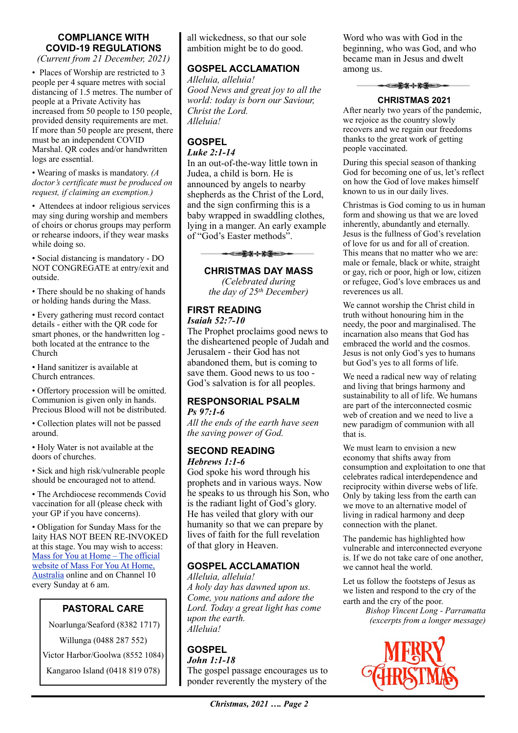## COMPLIANCE WITH COVID-19 REGULATIONS

*(Current from 21 December, 2021)*

- Places of Worship are restricted to 3 people per 4 square metres with social distancing of 1.5 metres. The number of people at a Private Activity has increased from 50 people to 150 people, provided density requirements are met. If more than 50 people are present, there must be an independent COVID Marshal. QR codes and/or handwritten logs are essential.
- Wearing of masks is mandatory. *(A doctor's certificate must be produced on request, if claiming an exemption.)*
- Attendees at indoor religious services may sing during worship and members of choirs or chorus groups may perform or rehearse indoors, if they wear masks while doing so.
- Social distancing is mandatory - DO NOT CONGREGATE at entry/exit and outside.
- There should be no shaking of hands or holding hands during the Mass.
- Every gathering must record contact details - either with the QR code for smart phones, or the handwritten log - both located at the entrance to the Church
- Hand sanitizer is available at Church entrances.
- Offertory procession will be omitted. Communion is given only in hands. Precious Blood will not be distributed.
- Collection plates will not be passed around.
- Holy Water is not available at the doors of churches.
- Sick and high risk/vulnerable people should be encouraged not to attend.
- The Archdiocese recommends Covid vaccination for all (please check with your GP if you have concerns).
- Obligation for Sunday Mass for the laity HAS NOT BEEN RE-INVOKED at this stage. You may wish to access: Mass for You at Home – The official website of Mass For You At Home, Australia online and on Channel 10 every Sunday at 6 am.

### PASTORAL CARE

Noarlunga/Seaford (8382 1717)

Willunga (0488 287 552)

Victor Harbor/Goolwa (8552 1084)

Kangaroo Island (0418 819 078)

all wickedness, so that our sole ambition might be to do good.

### GOSPEL ACCLAMATION

*Alleluia, alleluia!*
*Good News and great joy to all the world: today is born our Saviour, Christ the Lord.*
*Alleluia!*

### GOSPEL

***Luke 2:1-14***

In an out-of-the-way little town in Judea, a child is born. He is announced by angels to nearby shepherds as the Christ of the Lord, and the sign confirming this is a baby wrapped in swaddling clothes, lying in a manger. An early example of "God's Easter methods".

## CHRISTMAS DAY MASS

*(Celebrated during the day of 25th December)*

### FIRST READING

***Isaiah 52:7-10***

The Prophet proclaims good news to the disheartened people of Judah and Jerusalem - their God has not abandoned them, but is coming to save them. Good news to us too - God's salvation is for all peoples.

### RESPONSORIAL PSALM

***Ps 97:1-6***

*All the ends of the earth have seen the saving power of God.*

### SECOND READING

***Hebrews 1:1-6***

God spoke his word through his prophets and in various ways. Now he speaks to us through his Son, who is the radiant light of God's glory. He has veiled that glory with our humanity so that we can prepare by lives of faith for the full revelation of that glory in Heaven.

### GOSPEL ACCLAMATION

*Alleluia, alleluia!*
*A holy day has dawned upon us. Come, you nations and adore the Lord. Today a great light has come upon the earth.*
*Alleluia!*

### GOSPEL

***John 1:1-18***

The gospel passage encourages us to ponder reverently the mystery of the Word who was with God in the beginning, who was God, and who became man in Jesus and dwelt among us.

## CHRISTMAS 2021

After nearly two years of the pandemic, we rejoice as the country slowly recovers and we regain our freedoms thanks to the great work of getting people vaccinated.

During this special season of thanking God for becoming one of us, let's reflect on how the God of love makes himself known to us in our daily lives.

Christmas is God coming to us in human form and showing us that we are loved inherently, abundantly and eternally. Jesus is the fullness of God's revelation of love for us and for all of creation. This means that no matter who we are: male or female, black or white, straight or gay, rich or poor, high or low, citizen or refugee, God's love embraces us and reverences us all.

We cannot worship the Christ child in truth without honouring him in the needy, the poor and marginalised. The incarnation also means that God has embraced the world and the cosmos. Jesus is not only God's yes to humans but God's yes to all forms of life.

We need a radical new way of relating and living that brings harmony and sustainability to all of life. We humans are part of the interconnected cosmic web of creation and we need to live a new paradigm of communion with all that is.

We must learn to envision a new economy that shifts away from consumption and exploitation to one that celebrates radical interdependence and reciprocity within diverse webs of life. Only by taking less from the earth can we move to an alternative model of living in radical harmony and deep connection with the planet.

The pandemic has highlighted how vulnerable and interconnected everyone is. If we do not take care of one another, we cannot heal the world.

Let us follow the footsteps of Jesus as we listen and respond to the cry of the earth and the cry of the poor.

*Bishop Vincent Long - Parramatta*
*(excerpts from a longer message)*

MERRY CHRISTMAS